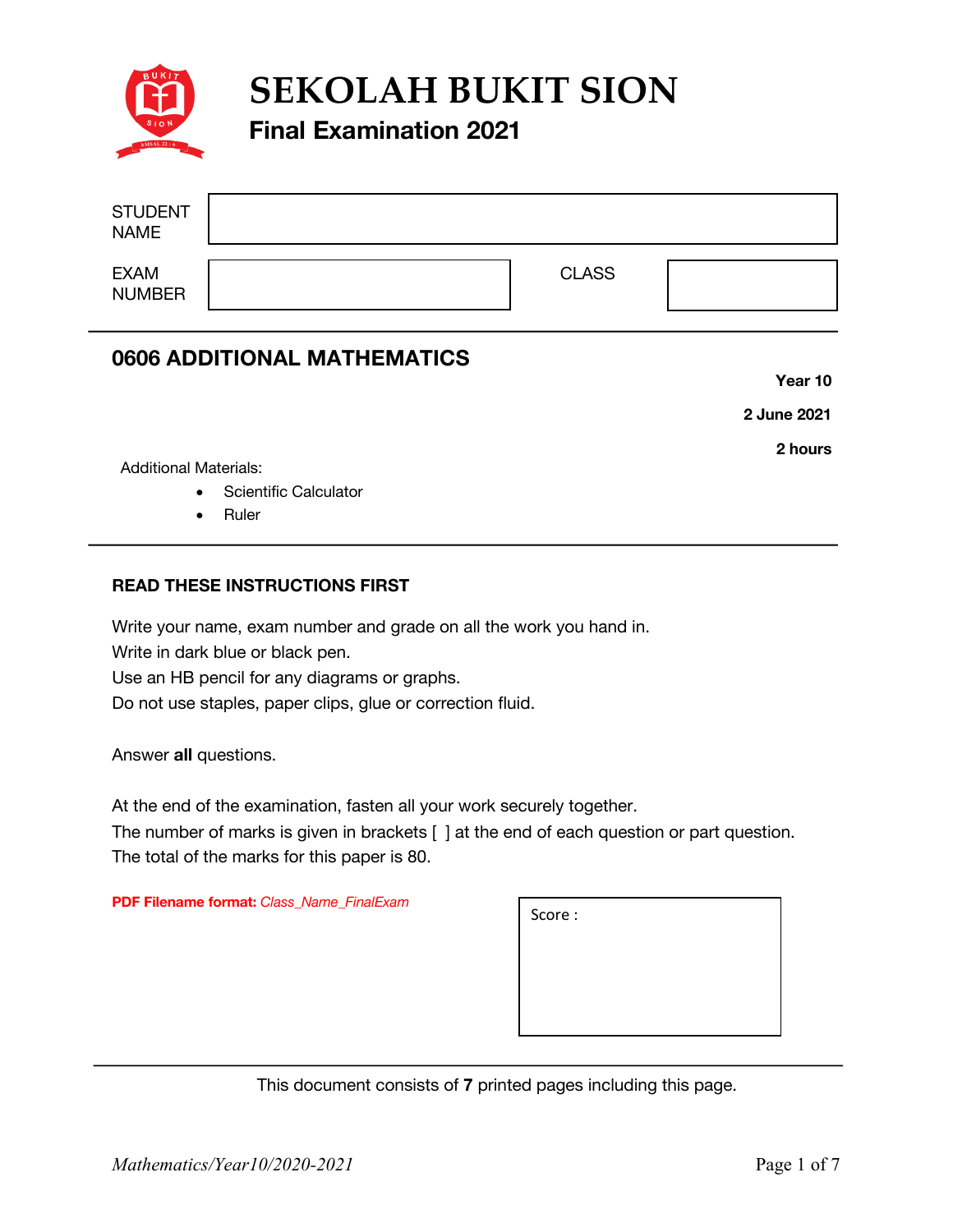# SEKOLAH BUKIT SION

## Final Examination 2021

| STUDENT NAME | | | |
|---|---|---|---|
| EXAM NUMBER | | CLASS | |

## 0606 ADDITIONAL MATHEMATICS

**Year 10**

**2 June 2021**

**2 hours**

Additional Materials:

- Scientific Calculator
- Ruler

### READ THESE INSTRUCTIONS FIRST

Write your name, exam number and grade on all the work you hand in.
Write in dark blue or black pen.
Use an HB pencil for any diagrams or graphs.
Do not use staples, paper clips, glue or correction fluid.

Answer **all** questions.

At the end of the examination, fasten all your work securely together.
The number of marks is given in brackets [ ] at the end of each question or part question.
The total of the marks for this paper is 80.

**PDF Filename format:** *Class_Name_FinalExam*

Score :

This document consists of **7** printed pages including this page.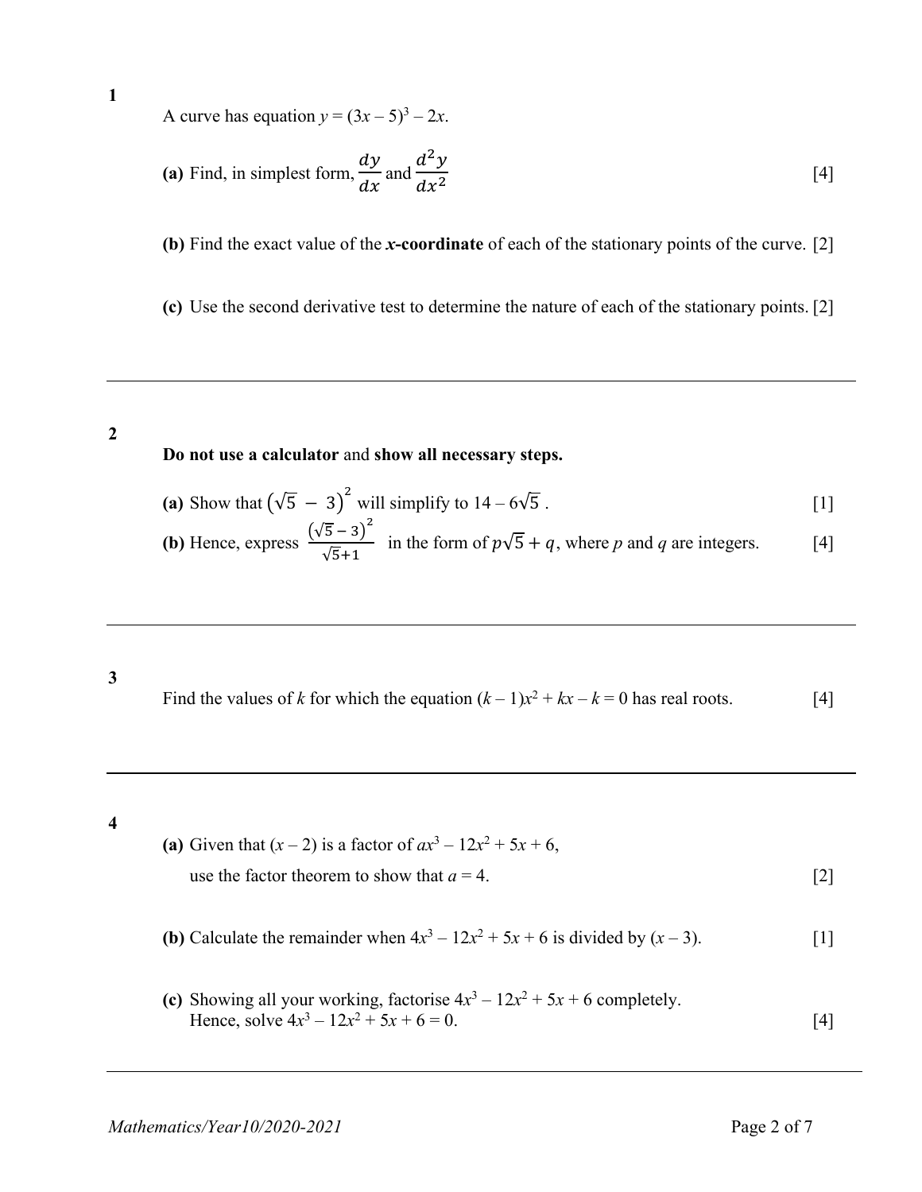**1**

A curve has equation $y = (3x - 5)^3 - 2x$.

**(a)** Find, in simplest form, $\frac{dy}{dx}$ and $\frac{d^2y}{dx^2}$ [4]

**(b)** Find the exact value of the ***x*-coordinate** of each of the stationary points of the curve. [2]

**(c)** Use the second derivative test to determine the nature of each of the stationary points. [2]

---

**2**

**Do not use a calculator** and **show all necessary steps.**

**(a)** Show that $(\sqrt{5} - 3)^2$ will simplify to $14 - 6\sqrt{5}$ . [1]

**(b)** Hence, express $\frac{(\sqrt{5}-3)^2}{\sqrt{5}+1}$ in the form of $p\sqrt{5} + q$, where $p$ and $q$ are integers. [4]

---

**3**

Find the values of $k$ for which the equation $(k - 1)x^2 + kx - k = 0$ has real roots. [4]

---

**4**

**(a)** Given that $(x - 2)$ is a factor of $ax^3 - 12x^2 + 5x + 6$,
use the factor theorem to show that $a = 4$. [2]

**(b)** Calculate the remainder when $4x^3 - 12x^2 + 5x + 6$ is divided by $(x - 3)$. [1]

**(c)** Showing all your working, factorise $4x^3 - 12x^2 + 5x + 6$ completely.
Hence, solve $4x^3 - 12x^2 + 5x + 6 = 0$. [4]

---

*Mathematics/Year10/2020-2021*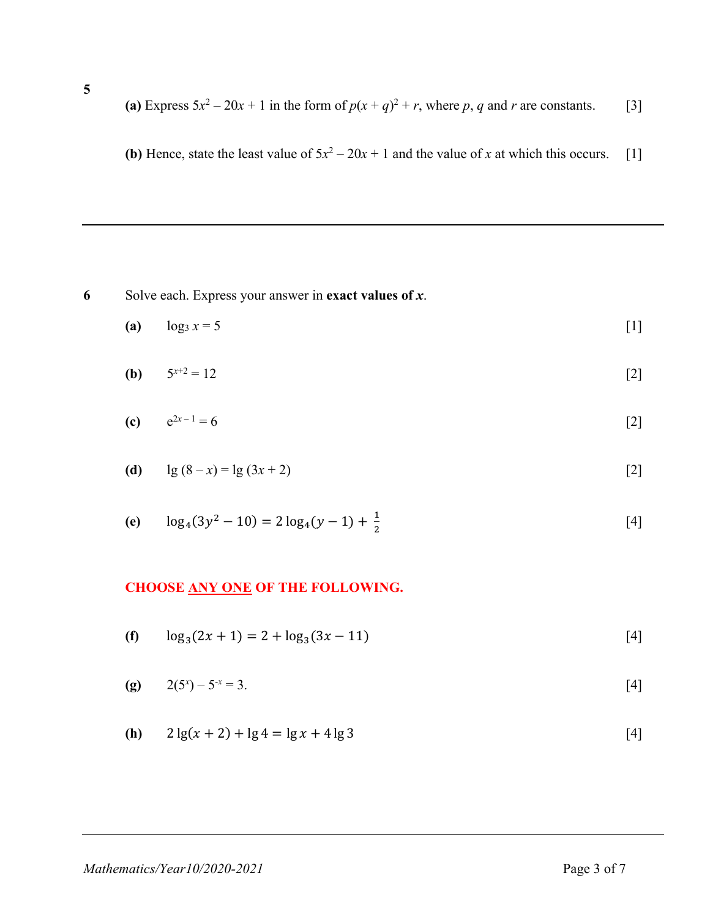**5**

**(a)** Express $5x^2 - 20x + 1$ in the form of $p(x + q)^2 + r$, where $p$, $q$ and $r$ are constants. [3]

**(b)** Hence, state the least value of $5x^2 - 20x + 1$ and the value of $x$ at which this occurs. [1]

---

**6** Solve each. Express your answer in **exact values of $x$**.

**(a)** $\log_3 x = 5$ [1]

**(b)** $5^{x+2} = 12$ [2]

**(c)** $e^{2x-1} = 6$ [2]

**(d)** $\lg(8 - x) = \lg(3x + 2)$ [2]

**(e)** $\log_4(3y^2 - 10) = 2\log_4(y - 1) + \frac{1}{2}$ [4]

**CHOOSE ANY ONE OF THE FOLLOWING.**

**(f)** $\log_3(2x + 1) = 2 + \log_3(3x - 11)$ [4]

**(g)** $2(5^x) - 5^{-x} = 3.$ [4]

**(h)** $2\lg(x + 2) + \lg 4 = \lg x + 4\lg 3$ [4]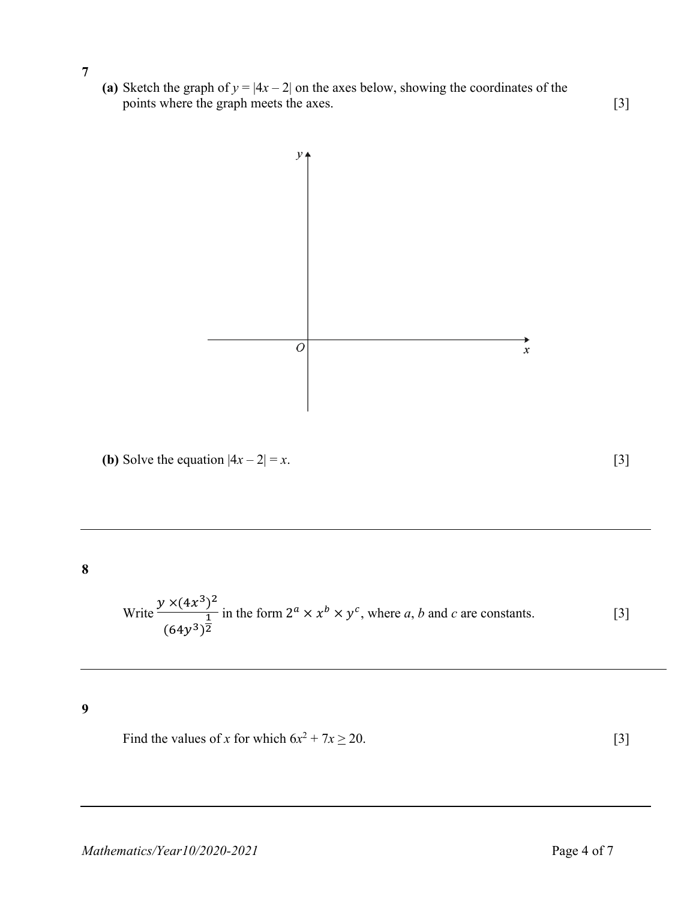**7**

**(a)** Sketch the graph of $y = |4x - 2|$ on the axes below, showing the coordinates of the points where the graph meets the axes. [3]

**(b)** Solve the equation $|4x - 2| = x$. [3]

---

**8**

Write $\dfrac{y \times (4x^3)^2}{(64y^3)^{\frac{1}{2}}}$ in the form $2^a \times x^b \times y^c$, where $a$, $b$ and $c$ are constants. [3]

---

**9**

Find the values of $x$ for which $6x^2 + 7x \geq 20$. [3]

---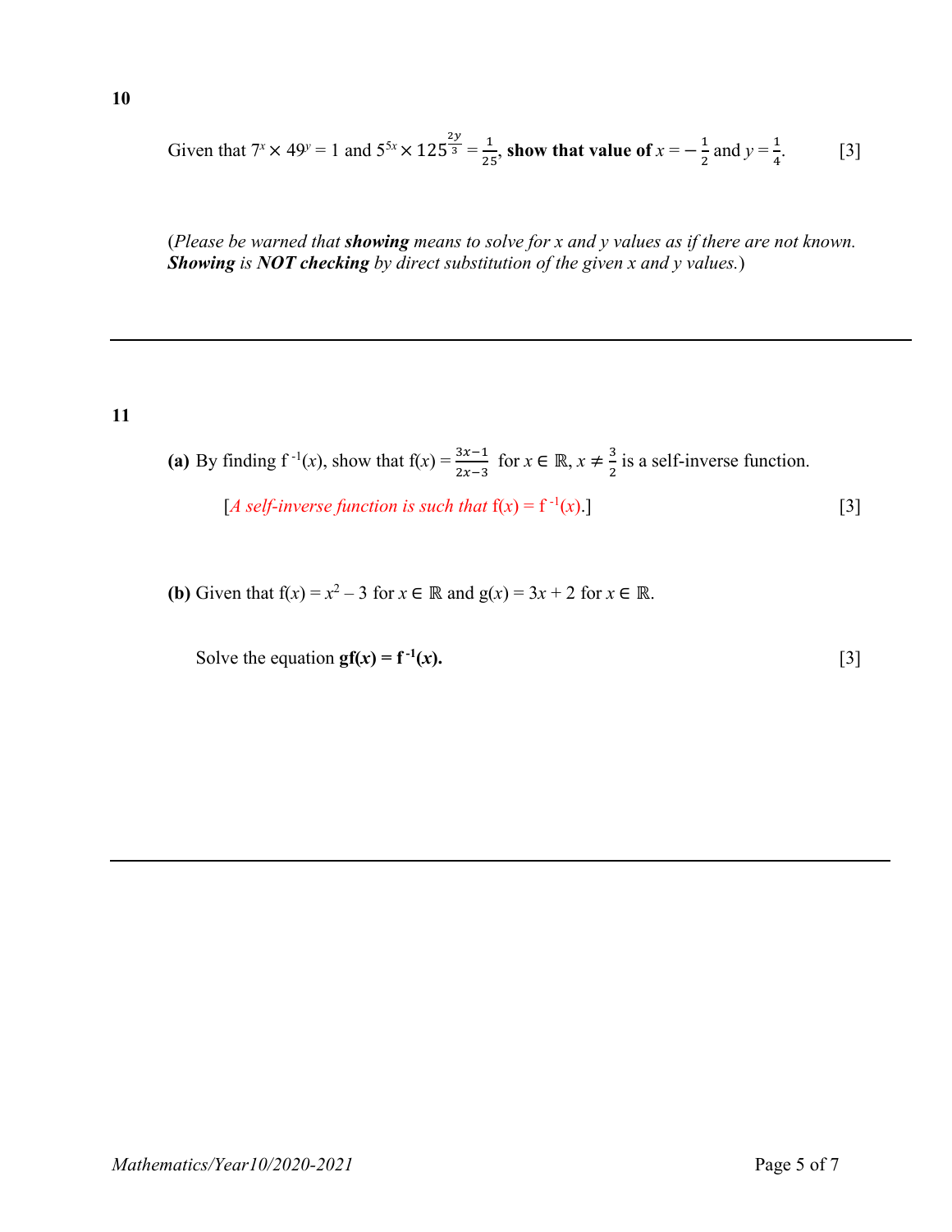**10**

Given that $7^x \times 49^y = 1$ and $5^{5x} \times 125^{\frac{2y}{3}} = \frac{1}{25}$, **show that value of** $x = -\frac{1}{2}$ and $y = \frac{1}{4}$. [3]

(*Please be warned that* ***showing*** *means to solve for x and y values as if there are not known.* ***Showing*** *is* ***NOT checking*** *by direct substitution of the given x and y values.*)

---

**11**

**(a)** By finding $f^{-1}(x)$, show that $f(x) = \frac{3x-1}{2x-3}$ for $x \in \mathbb{R}, x \neq \frac{3}{2}$ is a self-inverse function.

[*A self-inverse function is such that* $f(x) = f^{-1}(x)$.] [3]

**(b)** Given that $f(x) = x^2 - 3$ for $x \in \mathbb{R}$ and $g(x) = 3x + 2$ for $x \in \mathbb{R}$.

Solve the equation $\mathbf{gf(x) = f^{-1}(x)}$. [3]

---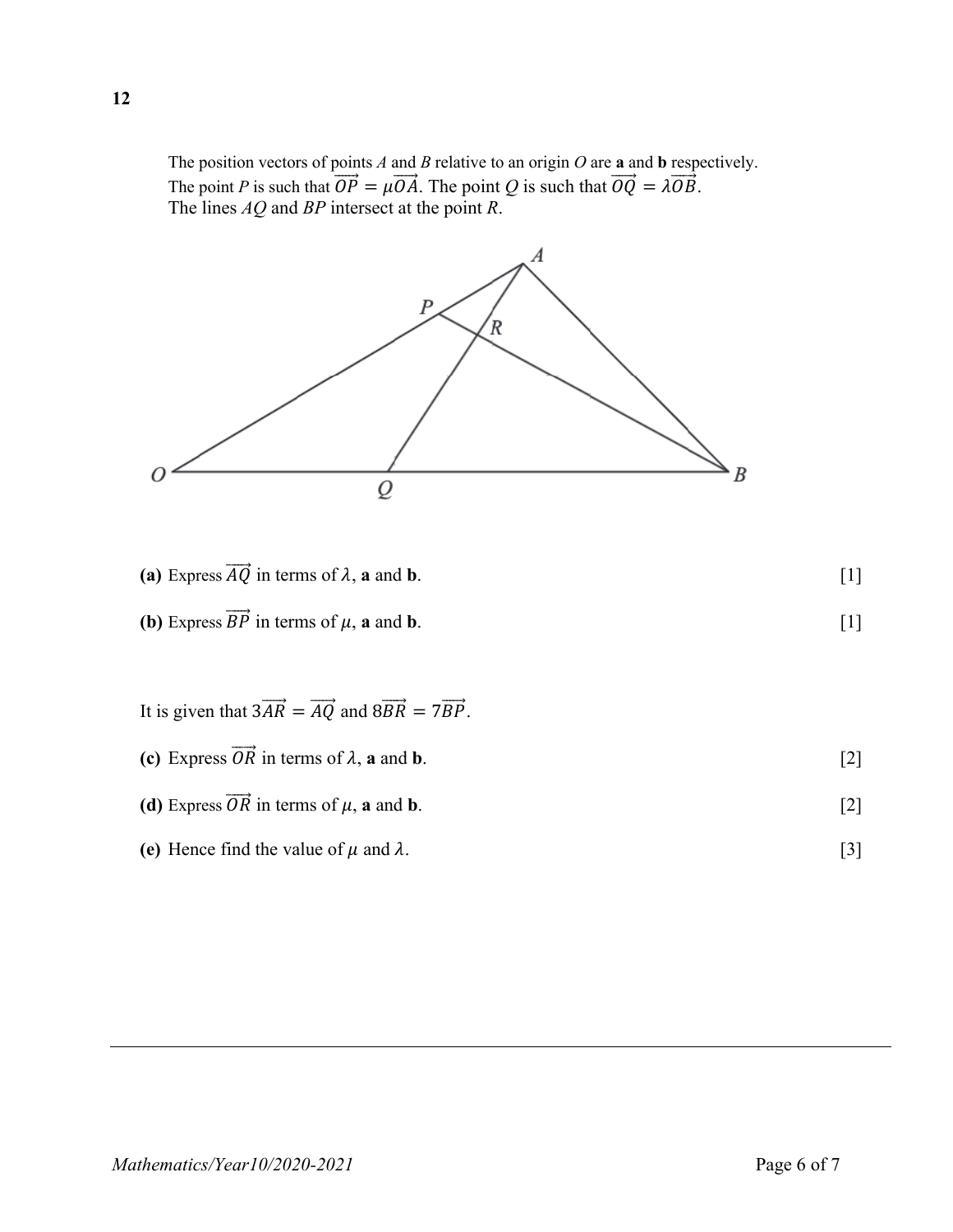**12**

The position vectors of points $A$ and $B$ relative to an origin $O$ are **a** and **b** respectively.
The point $P$ is such that $\overrightarrow{OP} = \mu\overrightarrow{OA}$. The point $Q$ is such that $\overrightarrow{OQ} = \lambda\overrightarrow{OB}$.
The lines $AQ$ and $BP$ intersect at the point $R$.

**(a)** Express $\overrightarrow{AQ}$ in terms of $\lambda$, **a** and **b**. [1]

**(b)** Express $\overrightarrow{BP}$ in terms of $\mu$, **a** and **b**. [1]

It is given that $3\overrightarrow{AR} = \overrightarrow{AQ}$ and $8\overrightarrow{BR} = 7\overrightarrow{BP}$.

**(c)** Express $\overrightarrow{OR}$ in terms of $\lambda$, **a** and **b**. [2]

**(d)** Express $\overrightarrow{OR}$ in terms of $\mu$, **a** and **b**. [2]

**(e)** Hence find the value of $\mu$ and $\lambda$. [3]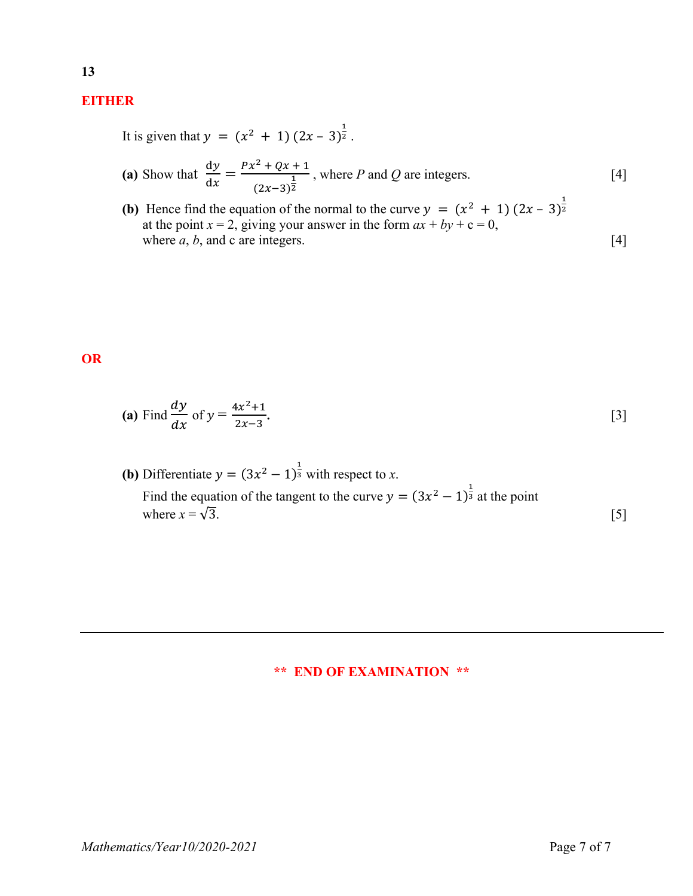**13**

**EITHER**

It is given that $y = (x^2 + 1)(2x - 3)^{\frac{1}{2}}$.

**(a)** Show that $\frac{\mathrm{d}y}{\mathrm{d}x} = \frac{Px^2 + Qx + 1}{(2x-3)^{\frac{1}{2}}}$, where $P$ and $Q$ are integers. [4]

**(b)** Hence find the equation of the normal to the curve $y = (x^2 + 1)(2x - 3)^{\frac{1}{2}}$ at the point $x = 2$, giving your answer in the form $ax + by + c = 0$, where $a$, $b$, and c are integers. [4]

**OR**

**(a)** Find $\frac{dy}{dx}$ of $y = \frac{4x^2+1}{2x-3}$. [3]

**(b)** Differentiate $y = (3x^2 - 1)^{\frac{1}{3}}$ with respect to $x$.
Find the equation of the tangent to the curve $y = (3x^2 - 1)^{\frac{1}{3}}$ at the point where $x = \sqrt{3}$. [5]

---

**\*\* END OF EXAMINATION \*\***